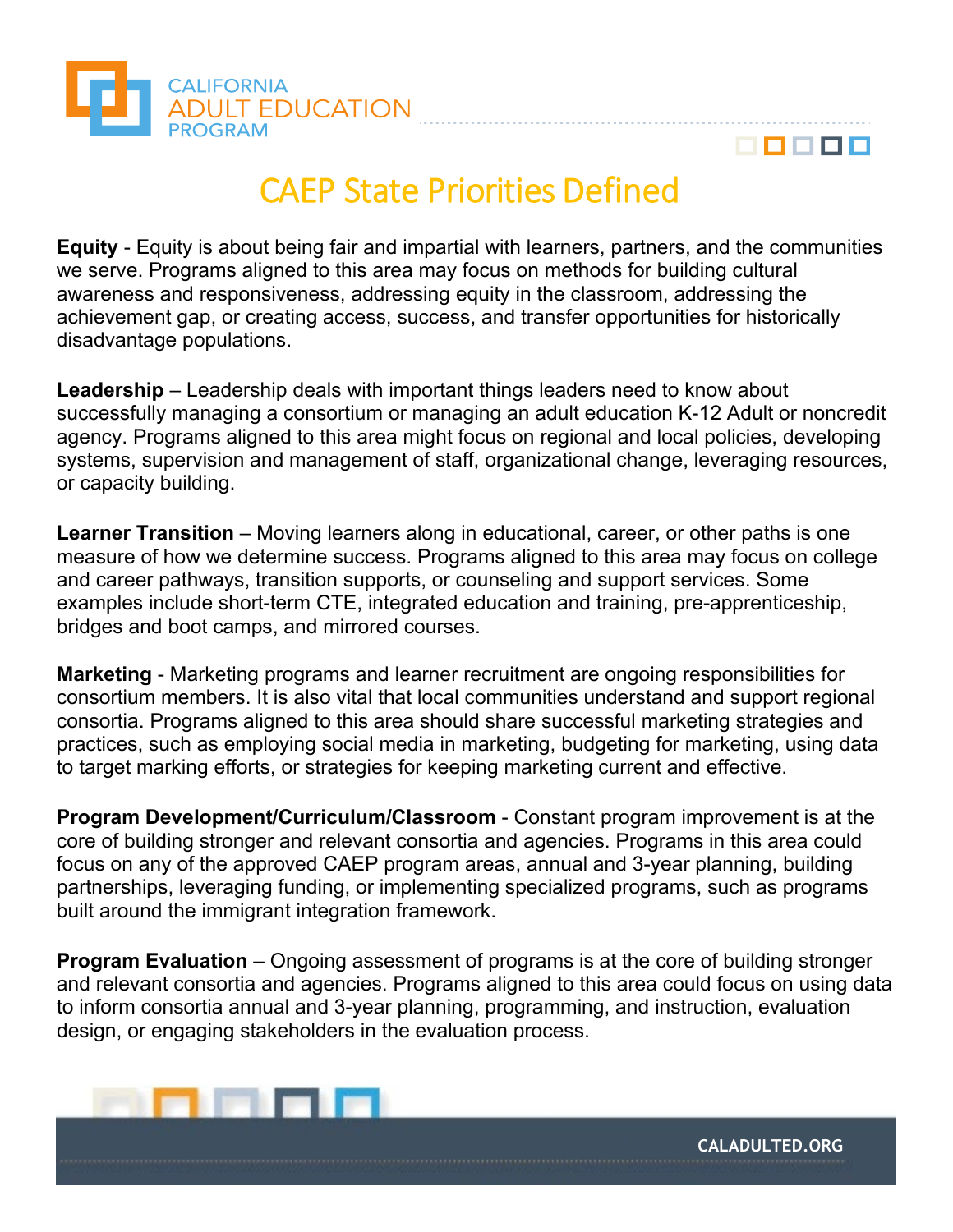# CAEP State Priorities Defined

**Equity** - Equity is about being fair and impartial with learners, partners, and the communities we serve. Programs aligned to this area may focus on methods for building cultural awareness and responsiveness, addressing equity in the classroom, addressing the achievement gap, or creating access, success, and transfer opportunities for historically disadvantage populations.

**Leadership** – Leadership deals with important things leaders need to know about successfully managing a consortium or managing an adult education K-12 Adult or noncredit agency. Programs aligned to this area might focus on regional and local policies, developing systems, supervision and management of staff, organizational change, leveraging resources, or capacity building.

**Learner Transition** – Moving learners along in educational, career, or other paths is one measure of how we determine success. Programs aligned to this area may focus on college and career pathways, transition supports, or counseling and support services. Some examples include short-term CTE, integrated education and training, pre-apprenticeship, bridges and boot camps, and mirrored courses.

**Marketing** - Marketing programs and learner recruitment are ongoing responsibilities for consortium members. It is also vital that local communities understand and support regional consortia. Programs aligned to this area should share successful marketing strategies and practices, such as employing social media in marketing, budgeting for marketing, using data to target marking efforts, or strategies for keeping marketing current and effective.

**Program Development/Curriculum/Classroom** - Constant program improvement is at the core of building stronger and relevant consortia and agencies. Programs in this area could focus on any of the approved CAEP program areas, annual and 3-year planning, building partnerships, leveraging funding, or implementing specialized programs, such as programs built around the immigrant integration framework.

**Program Evaluation** – Ongoing assessment of programs is at the core of building stronger and relevant consortia and agencies. Programs aligned to this area could focus on using data to inform consortia annual and 3-year planning, programming, and instruction, evaluation design, or engaging stakeholders in the evaluation process.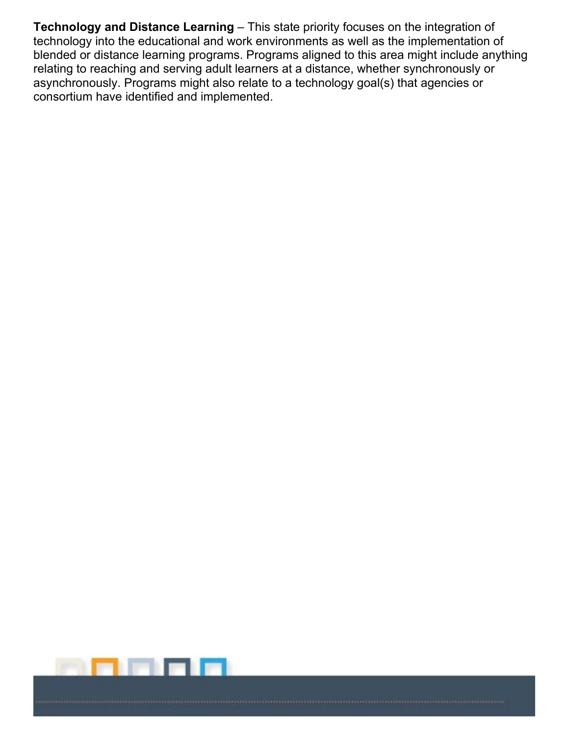**Technology and Distance Learning** – This state priority focuses on the integration of technology into the educational and work environments as well as the implementation of blended or distance learning programs. Programs aligned to this area might include anything relating to reaching and serving adult learners at a distance, whether synchronously or asynchronously. Programs might also relate to a technology goal(s) that agencies or consortium have identified and implemented.